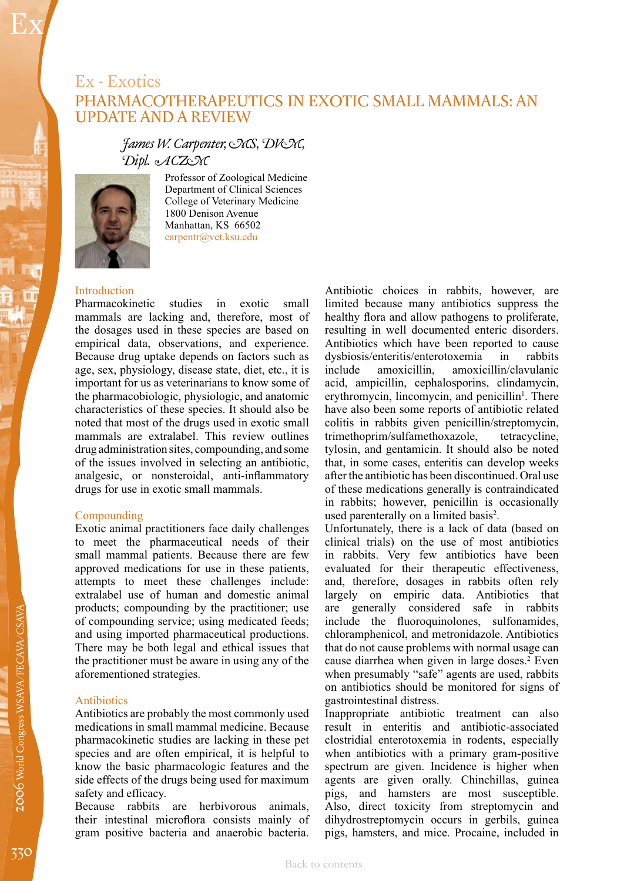# Ex - Exotics

## PHARMACOTHERAPEUTICS IN EXOTIC SMALL MAMMALS: AN UPDATE AND A REVIEW

*James W. Carpenter, MS, DVM, Dipl. ACZM*

Professor of Zoological Medicine
Department of Clinical Sciences
College of Veterinary Medicine
1800 Denison Avenue
Manhattan, KS 66502
carpentr@vet.ksu.edu

### Introduction

Pharmacokinetic studies in exotic small mammals are lacking and, therefore, most of the dosages used in these species are based on empirical data, observations, and experience. Because drug uptake depends on factors such as age, sex, physiology, disease state, diet, etc., it is important for us as veterinarians to know some of the pharmacobiologic, physiologic, and anatomic characteristics of these species. It should also be noted that most of the drugs used in exotic small mammals are extralabel. This review outlines drug administration sites, compounding, and some of the issues involved in selecting an antibiotic, analgesic, or nonsteroidal, anti-inflammatory drugs for use in exotic small mammals.

### Compounding

Exotic animal practitioners face daily challenges to meet the pharmaceutical needs of their small mammal patients. Because there are few approved medications for use in these patients, attempts to meet these challenges include: extralabel use of human and domestic animal products; compounding by the practitioner; use of compounding service; using medicated feeds; and using imported pharmaceutical productions. There may be both legal and ethical issues that the practitioner must be aware in using any of the aforementioned strategies.

### Antibiotics

Antibiotics are probably the most commonly used medications in small mammal medicine. Because pharmacokinetic studies are lacking in these pet species and are often empirical, it is helpful to know the basic pharmacologic features and the side effects of the drugs being used for maximum safety and efficacy.

Because rabbits are herbivorous animals, their intestinal microflora consists mainly of gram positive bacteria and anaerobic bacteria. Antibiotic choices in rabbits, however, are limited because many antibiotics suppress the healthy flora and allow pathogens to proliferate, resulting in well documented enteric disorders. Antibiotics which have been reported to cause dysbiosis/enteritis/enterotoxemia in rabbits include amoxicillin, amoxicillin/clavulanic acid, ampicillin, cephalosporins, clindamycin, erythromycin, lincomycin, and penicillin[1]. There have also been some reports of antibiotic related colitis in rabbits given penicillin/streptomycin, trimethoprim/sulfamethoxazole, tetracycline, tylosin, and gentamicin. It should also be noted that, in some cases, enteritis can develop weeks after the antibiotic has been discontinued. Oral use of these medications generally is contraindicated in rabbits; however, penicillin is occasionally used parenterally on a limited basis[2].

Unfortunately, there is a lack of data (based on clinical trials) on the use of most antibiotics in rabbits. Very few antibiotics have been evaluated for their therapeutic effectiveness, and, therefore, dosages in rabbits often rely largely on empiric data. Antibiotics that are generally considered safe in rabbits include the fluoroquinolones, sulfonamides, chloramphenicol, and metronidazole. Antibiotics that do not cause problems with normal usage can cause diarrhea when given in large doses.[2] Even when presumably "safe" agents are used, rabbits on antibiotics should be monitored for signs of gastrointestinal distress.

Inappropriate antibiotic treatment can also result in enteritis and antibiotic-associated clostridial enterotoxemia in rodents, especially when antibiotics with a primary gram-positive spectrum are given. Incidence is higher when agents are given orally. Chinchillas, guinea pigs, and hamsters are most susceptible. Also, direct toxicity from streptomycin and dihydrostreptomycin occurs in gerbils, guinea pigs, hamsters, and mice. Procaine, included in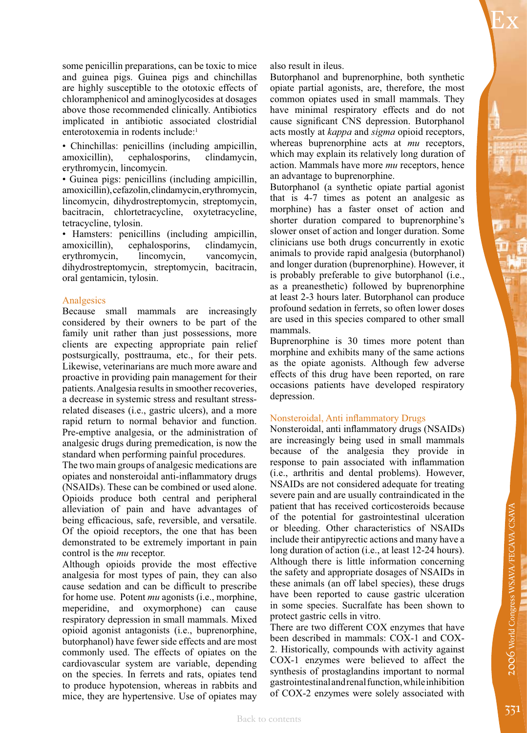some penicillin preparations, can be toxic to mice and guinea pigs. Guinea pigs and chinchillas are highly susceptible to the ototoxic effects of chloramphenicol and aminoglycosides at dosages above those recommended clinically. Antibiotics implicated in antibiotic associated clostridial enterotoxemia in rodents include:[1]

- Chinchillas: penicillins (including ampicillin, amoxicillin), cephalosporins, clindamycin, erythromycin, lincomycin.
- Guinea pigs: penicillins (including ampicillin, amoxicillin), cefazolin, clindamycin, erythromycin, lincomycin, dihydrostreptomycin, streptomycin, bacitracin, chlortetracycline, oxytetracycline, tetracycline, tylosin.
- Hamsters: penicillins (including ampicillin, amoxicillin), cephalosporins, clindamycin, erythromycin, lincomycin, vancomycin, dihydrostreptomycin, streptomycin, bacitracin, oral gentamicin, tylosin.

## Analgesics

Because small mammals are increasingly considered by their owners to be part of the family unit rather than just possessions, more clients are expecting appropriate pain relief postsurgically, posttrauma, etc., for their pets. Likewise, veterinarians are much more aware and proactive in providing pain management for their patients. Analgesia results in smoother recoveries, a decrease in systemic stress and resultant stress-related diseases (i.e., gastric ulcers), and a more rapid return to normal behavior and function. Pre-emptive analgesia, or the administration of analgesic drugs during premedication, is now the standard when performing painful procedures.

The two main groups of analgesic medications are opiates and nonsteroidal anti-inflammatory drugs (NSAIDs). These can be combined or used alone. Opioids produce both central and peripheral alleviation of pain and have advantages of being efficacious, safe, reversible, and versatile. Of the opioid receptors, the one that has been demonstrated to be extremely important in pain control is the *mu* receptor.

Although opioids provide the most effective analgesia for most types of pain, they can also cause sedation and can be difficult to prescribe for home use. Potent *mu* agonists (i.e., morphine, meperidine, and oxymorphone) can cause respiratory depression in small mammals. Mixed opioid agonist antagonists (i.e., buprenorphine, butorphanol) have fewer side effects and are most commonly used. The effects of opiates on the cardiovascular system are variable, depending on the species. In ferrets and rats, opiates tend to produce hypotension, whereas in rabbits and mice, they are hypertensive. Use of opiates may also result in ileus.

Butorphanol and buprenorphine, both synthetic opiate partial agonists, are, therefore, the most common opiates used in small mammals. They have minimal respiratory effects and do not cause significant CNS depression. Butorphanol acts mostly at *kappa* and *sigma* opioid receptors, whereas buprenorphine acts at *mu* receptors, which may explain its relatively long duration of action. Mammals have more *mu* receptors, hence an advantage to buprenorphine.

Butorphanol (a synthetic opiate partial agonist that is 4-7 times as potent an analgesic as morphine) has a faster onset of action and shorter duration compared to buprenorphine's slower onset of action and longer duration. Some clinicians use both drugs concurrently in exotic animals to provide rapid analgesia (butorphanol) and longer duration (buprenorphine). However, it is probably preferable to give butorphanol (i.e., as a preanesthetic) followed by buprenorphine at least 2-3 hours later. Butorphanol can produce profound sedation in ferrets, so often lower doses are used in this species compared to other small mammals.

Buprenorphine is 30 times more potent than morphine and exhibits many of the same actions as the opiate agonists. Although few adverse effects of this drug have been reported, on rare occasions patients have developed respiratory depression.

## Nonsteroidal, Anti inflammatory Drugs

Nonsteroidal, anti inflammatory drugs (NSAIDs) are increasingly being used in small mammals because of the analgesia they provide in response to pain associated with inflammation (i.e., arthritis and dental problems). However, NSAIDs are not considered adequate for treating severe pain and are usually contraindicated in the patient that has received corticosteroids because of the potential for gastrointestinal ulceration or bleeding. Other characteristics of NSAIDs include their antipyretic actions and many have a long duration of action (i.e., at least 12-24 hours). Although there is little information concerning the safety and appropriate dosages of NSAIDs in these animals (an off label species), these drugs have been reported to cause gastric ulceration in some species. Sucralfate has been shown to protect gastric cells in vitro.

There are two different COX enzymes that have been described in mammals: COX-1 and COX-2. Historically, compounds with activity against COX-1 enzymes were believed to affect the synthesis of prostaglandins important to normal gastrointestinal and renal function, while inhibition of COX-2 enzymes were solely associated with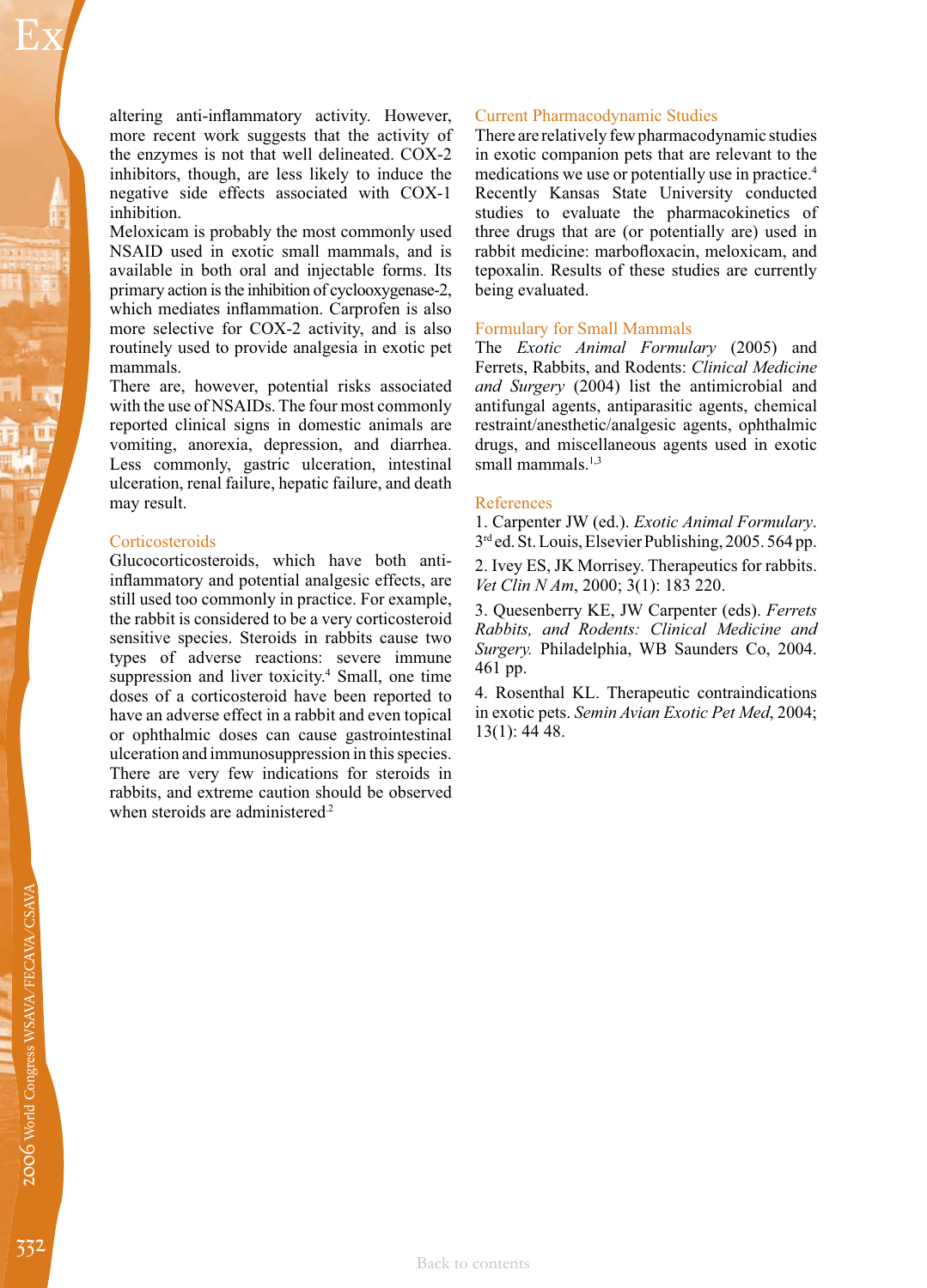altering anti-inflammatory activity. However, more recent work suggests that the activity of the enzymes is not that well delineated. COX-2 inhibitors, though, are less likely to induce the negative side effects associated with COX-1 inhibition.

Meloxicam is probably the most commonly used NSAID used in exotic small mammals, and is available in both oral and injectable forms. Its primary action is the inhibition of cyclooxygenase-2, which mediates inflammation. Carprofen is also more selective for COX-2 activity, and is also routinely used to provide analgesia in exotic pet mammals.

There are, however, potential risks associated with the use of NSAIDs. The four most commonly reported clinical signs in domestic animals are vomiting, anorexia, depression, and diarrhea. Less commonly, gastric ulceration, intestinal ulceration, renal failure, hepatic failure, and death may result.

## Corticosteroids

Glucocorticosteroids, which have both anti-inflammatory and potential analgesic effects, are still used too commonly in practice. For example, the rabbit is considered to be a very corticosteroid sensitive species. Steroids in rabbits cause two types of adverse reactions: severe immune suppression and liver toxicity.[4] Small, one time doses of a corticosteroid have been reported to have an adverse effect in a rabbit and even topical or ophthalmic doses can cause gastrointestinal ulceration and immunosuppression in this species. There are very few indications for steroids in rabbits, and extreme caution should be observed when steroids are administered.[2]

## Current Pharmacodynamic Studies

There are relatively few pharmacodynamic studies in exotic companion pets that are relevant to the medications we use or potentially use in practice.[4] Recently Kansas State University conducted studies to evaluate the pharmacokinetics of three drugs that are (or potentially are) used in rabbit medicine: marbofloxacin, meloxicam, and tepoxalin. Results of these studies are currently being evaluated.

## Formulary for Small Mammals

The *Exotic Animal Formulary* (2005) and Ferrets, Rabbits, and Rodents: *Clinical Medicine and Surgery* (2004) list the antimicrobial and antifungal agents, antiparasitic agents, chemical restraint/anesthetic/analgesic agents, ophthalmic drugs, and miscellaneous agents used in exotic small mammals.[1,3]

## References

1. Carpenter JW (ed.). *Exotic Animal Formulary*. 3rd ed. St. Louis, Elsevier Publishing, 2005. 564 pp.

2. Ivey ES, JK Morrisey. Therapeutics for rabbits. *Vet Clin N Am*, 2000; 3(1): 183 220.

3. Quesenberry KE, JW Carpenter (eds). *Ferrets Rabbits, and Rodents: Clinical Medicine and Surgery.* Philadelphia, WB Saunders Co, 2004. 461 pp.

4. Rosenthal KL. Therapeutic contraindications in exotic pets. *Semin Avian Exotic Pet Med*, 2004; 13(1): 44 48.